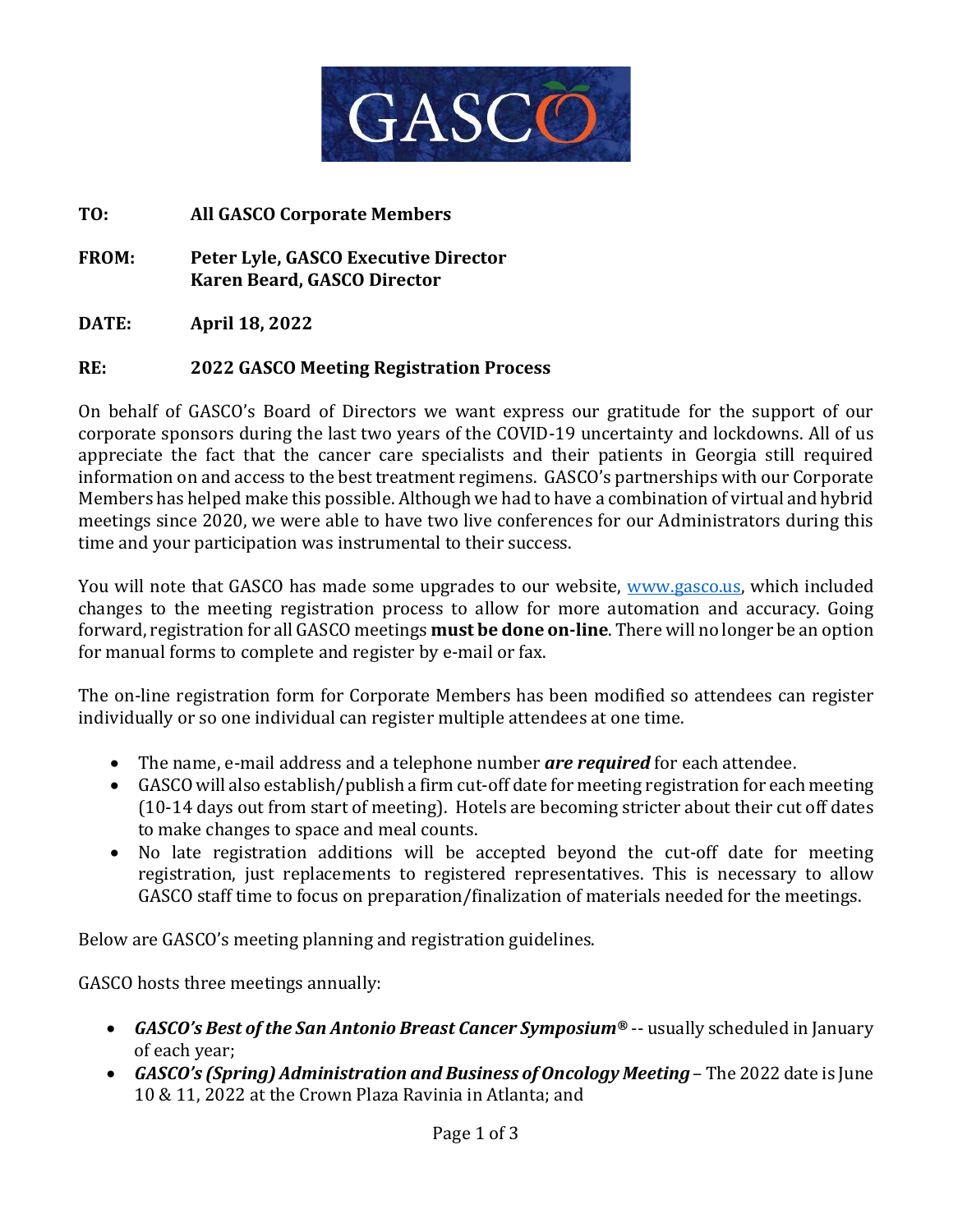GASCO

**TO:** **All GASCO Corporate Members**

**FROM:** **Peter Lyle, GASCO Executive Director**
**Karen Beard, GASCO Director**

**DATE:** **April 18, 2022**

**RE:** **2022 GASCO Meeting Registration Process**

On behalf of GASCO's Board of Directors we want express our gratitude for the support of our corporate sponsors during the last two years of the COVID-19 uncertainty and lockdowns. All of us appreciate the fact that the cancer care specialists and their patients in Georgia still required information on and access to the best treatment regimens. GASCO's partnerships with our Corporate Members has helped make this possible. Although we had to have a combination of virtual and hybrid meetings since 2020, we were able to have two live conferences for our Administrators during this time and your participation was instrumental to their success.

You will note that GASCO has made some upgrades to our website, [www.gasco.us](http://www.gasco.us), which included changes to the meeting registration process to allow for more automation and accuracy. Going forward, registration for all GASCO meetings **must be done on-line**. There will no longer be an option for manual forms to complete and register by e-mail or fax.

The on-line registration form for Corporate Members has been modified so attendees can register individually or so one individual can register multiple attendees at one time.

- The name, e-mail address and a telephone number ***are required*** for each attendee.
- GASCO will also establish/publish a firm cut-off date for meeting registration for each meeting (10-14 days out from start of meeting). Hotels are becoming stricter about their cut off dates to make changes to space and meal counts.
- No late registration additions will be accepted beyond the cut-off date for meeting registration, just replacements to registered representatives. This is necessary to allow GASCO staff time to focus on preparation/finalization of materials needed for the meetings.

Below are GASCO's meeting planning and registration guidelines.

GASCO hosts three meetings annually:

- ***GASCO's Best of the San Antonio Breast Cancer Symposium®*** -- usually scheduled in January of each year;
- ***GASCO's (Spring) Administration and Business of Oncology Meeting*** – The 2022 date is June 10 & 11, 2022 at the Crown Plaza Ravinia in Atlanta; and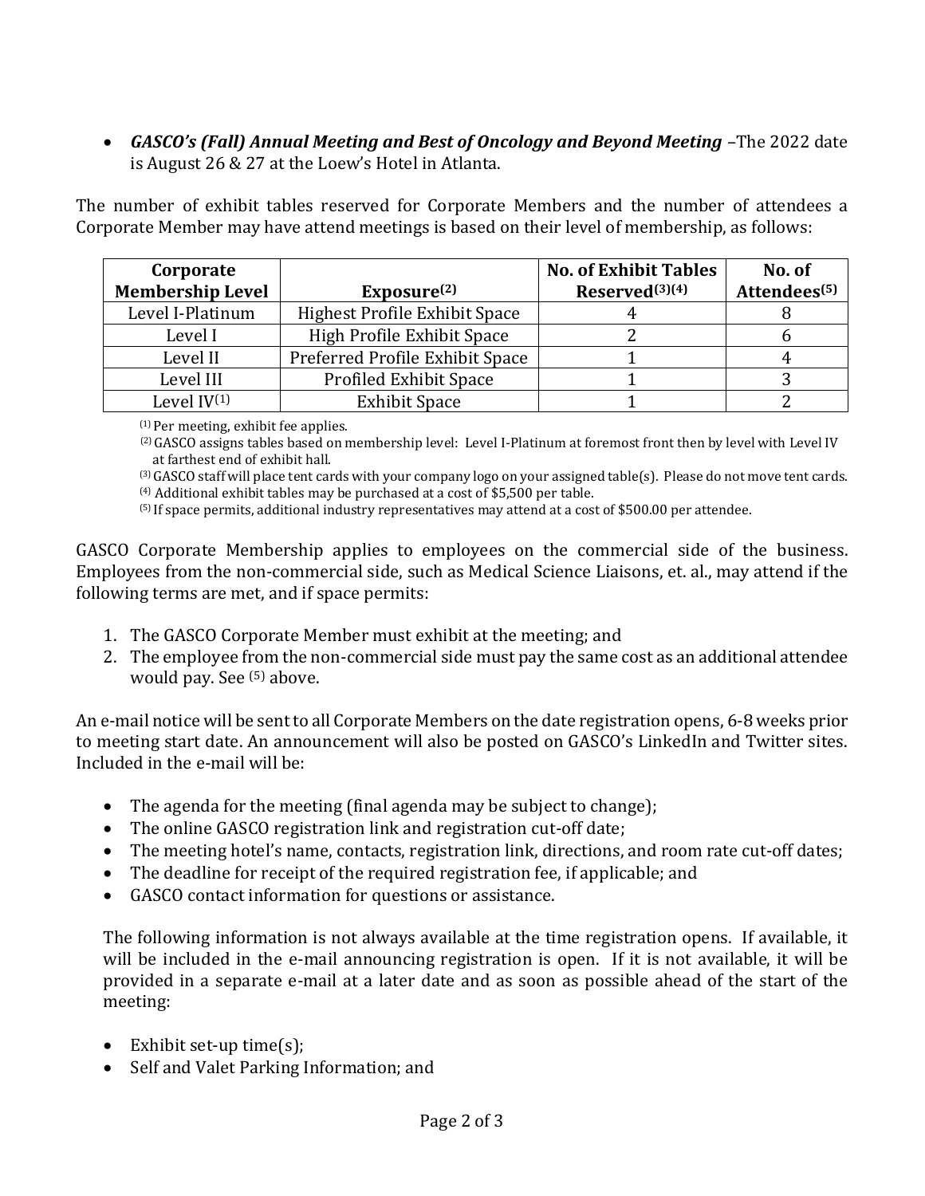- ***GASCO's (Fall) Annual Meeting and Best of Oncology and Beyond Meeting*** –The 2022 date is August 26 & 27 at the Loew's Hotel in Atlanta.

The number of exhibit tables reserved for Corporate Members and the number of attendees a Corporate Member may have attend meetings is based on their level of membership, as follows:

| Corporate Membership Level | Exposure[2] | No. of Exhibit Tables Reserved[3][4] | No. of Attendees[5] |
|---|---|---|---|
| Level I-Platinum | Highest Profile Exhibit Space | 4 | 8 |
| Level I | High Profile Exhibit Space | 2 | 6 |
| Level II | Preferred Profile Exhibit Space | 1 | 4 |
| Level III | Profiled Exhibit Space | 1 | 3 |
| Level IV[1] | Exhibit Space | 1 | 2 |

[1] Per meeting, exhibit fee applies.

[2] GASCO assigns tables based on membership level: Level I-Platinum at foremost front then by level with Level IV at farthest end of exhibit hall.

[3] GASCO staff will place tent cards with your company logo on your assigned table(s). Please do not move tent cards.

[4] Additional exhibit tables may be purchased at a cost of $5,500 per table.

[5] If space permits, additional industry representatives may attend at a cost of $500.00 per attendee.

GASCO Corporate Membership applies to employees on the commercial side of the business. Employees from the non-commercial side, such as Medical Science Liaisons, et. al., may attend if the following terms are met, and if space permits:

1. The GASCO Corporate Member must exhibit at the meeting; and
2. The employee from the non-commercial side must pay the same cost as an additional attendee would pay. See [5] above.

An e-mail notice will be sent to all Corporate Members on the date registration opens, 6-8 weeks prior to meeting start date. An announcement will also be posted on GASCO's LinkedIn and Twitter sites. Included in the e-mail will be:

- The agenda for the meeting (final agenda may be subject to change);
- The online GASCO registration link and registration cut-off date;
- The meeting hotel's name, contacts, registration link, directions, and room rate cut-off dates;
- The deadline for receipt of the required registration fee, if applicable; and
- GASCO contact information for questions or assistance.

The following information is not always available at the time registration opens. If available, it will be included in the e-mail announcing registration is open. If it is not available, it will be provided in a separate e-mail at a later date and as soon as possible ahead of the start of the meeting:

- Exhibit set-up time(s);
- Self and Valet Parking Information; and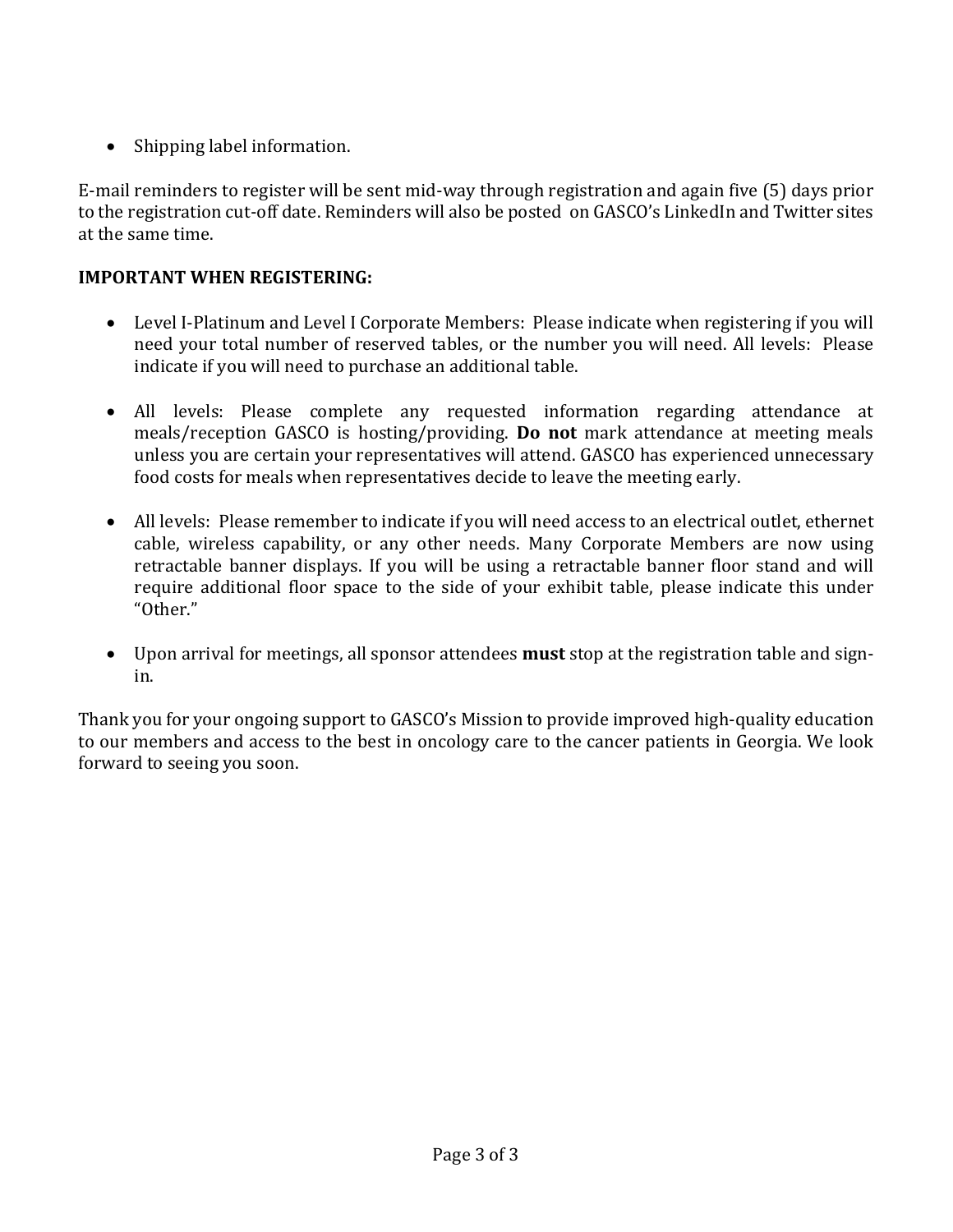- Shipping label information.

E-mail reminders to register will be sent mid-way through registration and again five (5) days prior to the registration cut-off date. Reminders will also be posted on GASCO's LinkedIn and Twitter sites at the same time.

**IMPORTANT WHEN REGISTERING:**

- Level I-Platinum and Level I Corporate Members: Please indicate when registering if you will need your total number of reserved tables, or the number you will need. All levels: Please indicate if you will need to purchase an additional table.

- All levels: Please complete any requested information regarding attendance at meals/reception GASCO is hosting/providing. **Do not** mark attendance at meeting meals unless you are certain your representatives will attend. GASCO has experienced unnecessary food costs for meals when representatives decide to leave the meeting early.

- All levels: Please remember to indicate if you will need access to an electrical outlet, ethernet cable, wireless capability, or any other needs. Many Corporate Members are now using retractable banner displays. If you will be using a retractable banner floor stand and will require additional floor space to the side of your exhibit table, please indicate this under "Other."

- Upon arrival for meetings, all sponsor attendees **must** stop at the registration table and sign-in.

Thank you for your ongoing support to GASCO's Mission to provide improved high-quality education to our members and access to the best in oncology care to the cancer patients in Georgia. We look forward to seeing you soon.